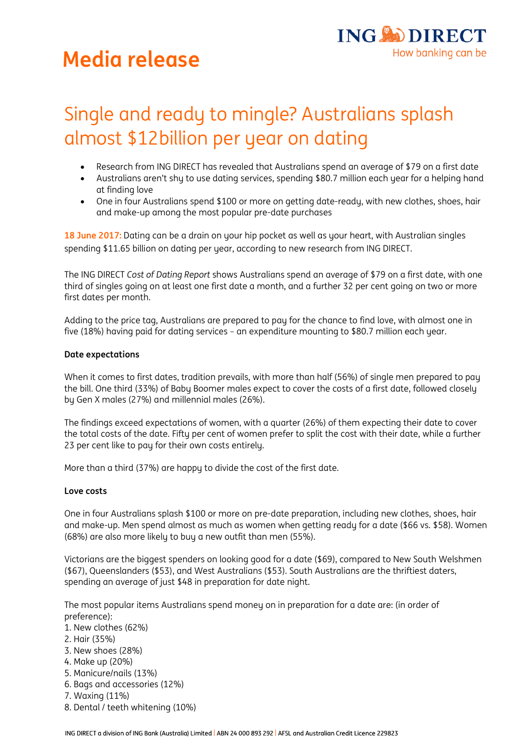# Media release

ING DIRECT
How banking can be

## Single and ready to mingle? Australians splash almost $12billion per year on dating

- Research from ING DIRECT has revealed that Australians spend an average of $79 on a first date
- Australians aren't shy to use dating services, spending $80.7 million each year for a helping hand at finding love
- One in four Australians spend $100 or more on getting date-ready, with new clothes, shoes, hair and make-up among the most popular pre-date purchases

**18 June 2017:** Dating can be a drain on your hip pocket as well as your heart, with Australian singles spending $11.65 billion on dating per year, according to new research from ING DIRECT.

The ING DIRECT *Cost of Dating Report* shows Australians spend an average of $79 on a first date, with one third of singles going on at least one first date a month, and a further 32 per cent going on two or more first dates per month.

Adding to the price tag, Australians are prepared to pay for the chance to find love, with almost one in five (18%) having paid for dating services – an expenditure mounting to $80.7 million each year.

**Date expectations**

When it comes to first dates, tradition prevails, with more than half (56%) of single men prepared to pay the bill. One third (33%) of Baby Boomer males expect to cover the costs of a first date, followed closely by Gen X males (27%) and millennial males (26%).

The findings exceed expectations of women, with a quarter (26%) of them expecting their date to cover the total costs of the date. Fifty per cent of women prefer to split the cost with their date, while a further 23 per cent like to pay for their own costs entirely.

More than a third (37%) are happy to divide the cost of the first date.

**Love costs**

One in four Australians splash $100 or more on pre-date preparation, including new clothes, shoes, hair and make-up. Men spend almost as much as women when getting ready for a date ($66 vs. $58). Women (68%) are also more likely to buy a new outfit than men (55%).

Victorians are the biggest spenders on looking good for a date ($69), compared to New South Welshmen ($67), Queenslanders ($53), and West Australians ($53). South Australians are the thriftiest daters, spending an average of just $48 in preparation for date night.

The most popular items Australians spend money on in preparation for a date are: (in order of preference):

1. New clothes (62%)
2. Hair (35%)
3. New shoes (28%)
4. Make up (20%)
5. Manicure/nails (13%)
6. Bags and accessories (12%)
7. Waxing (11%)
8. Dental / teeth whitening (10%)

ING DIRECT a division of ING Bank (Australia) Limited | ABN 24 000 893 292 | AFSL and Australian Credit Licence 229823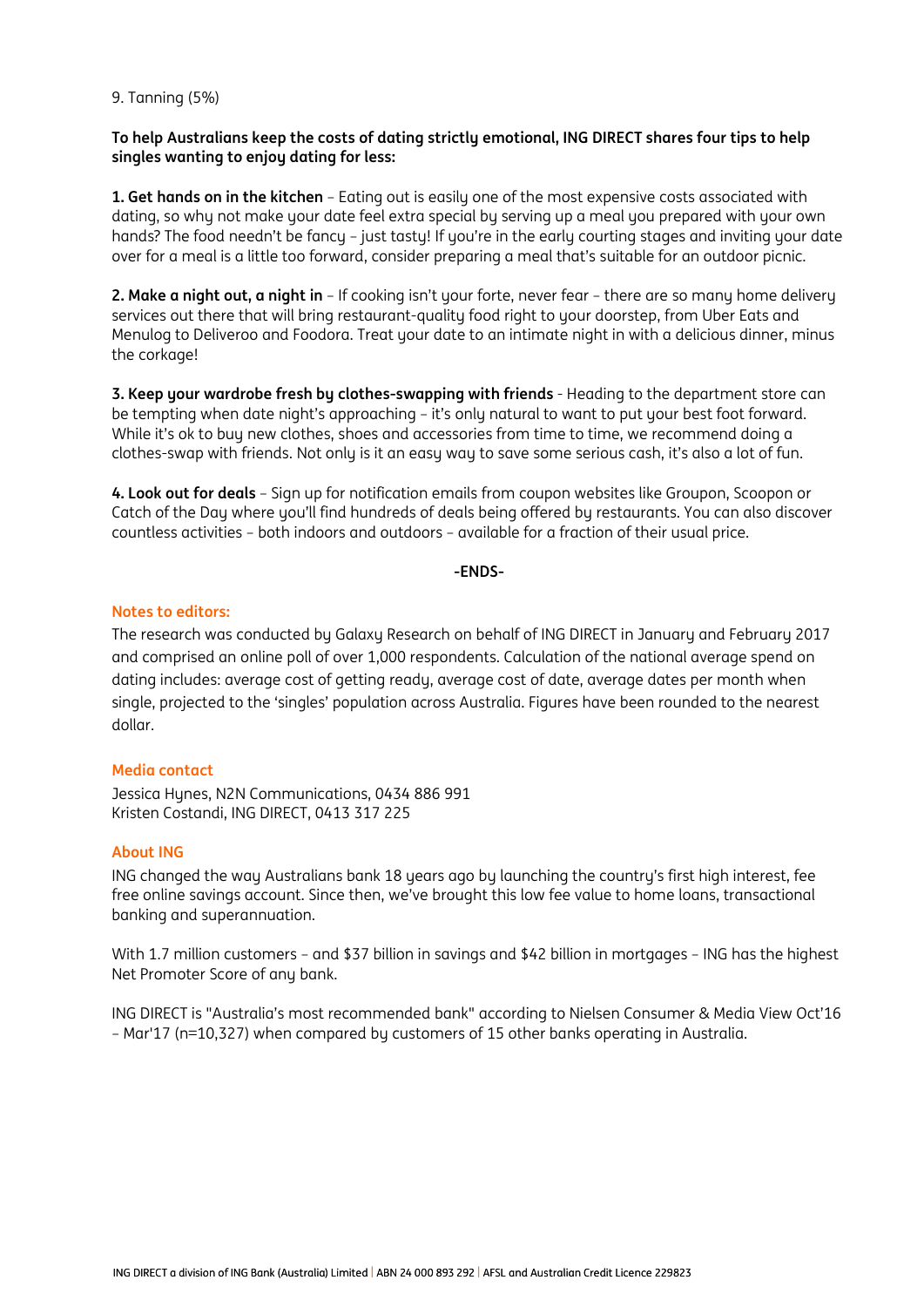9. Tanning (5%)

**To help Australians keep the costs of dating strictly emotional, ING DIRECT shares four tips to help singles wanting to enjoy dating for less:**

**1. Get hands on in the kitchen** – Eating out is easily one of the most expensive costs associated with dating, so why not make your date feel extra special by serving up a meal you prepared with your own hands? The food needn't be fancy – just tasty! If you're in the early courting stages and inviting your date over for a meal is a little too forward, consider preparing a meal that's suitable for an outdoor picnic.

**2. Make a night out, a night in** – If cooking isn't your forte, never fear – there are so many home delivery services out there that will bring restaurant-quality food right to your doorstep, from Uber Eats and Menulog to Deliveroo and Foodora. Treat your date to an intimate night in with a delicious dinner, minus the corkage!

**3. Keep your wardrobe fresh by clothes-swapping with friends** - Heading to the department store can be tempting when date night's approaching – it's only natural to want to put your best foot forward. While it's ok to buy new clothes, shoes and accessories from time to time, we recommend doing a clothes-swap with friends. Not only is it an easy way to save some serious cash, it's also a lot of fun.

**4. Look out for deals** – Sign up for notification emails from coupon websites like Groupon, Scoopon or Catch of the Day where you'll find hundreds of deals being offered by restaurants. You can also discover countless activities – both indoors and outdoors – available for a fraction of their usual price.

**-ENDS-**

## Notes to editors:

The research was conducted by Galaxy Research on behalf of ING DIRECT in January and February 2017 and comprised an online poll of over 1,000 respondents. Calculation of the national average spend on dating includes: average cost of getting ready, average cost of date, average dates per month when single, projected to the 'singles' population across Australia. Figures have been rounded to the nearest dollar.

## Media contact

Jessica Hynes, N2N Communications, 0434 886 991
Kristen Costandi, ING DIRECT, 0413 317 225

## About ING

ING changed the way Australians bank 18 years ago by launching the country's first high interest, fee free online savings account. Since then, we've brought this low fee value to home loans, transactional banking and superannuation.

With 1.7 million customers – and $37 billion in savings and $42 billion in mortgages – ING has the highest Net Promoter Score of any bank.

ING DIRECT is "Australia's most recommended bank" according to Nielsen Consumer & Media View Oct'16 – Mar'17 (n=10,327) when compared by customers of 15 other banks operating in Australia.